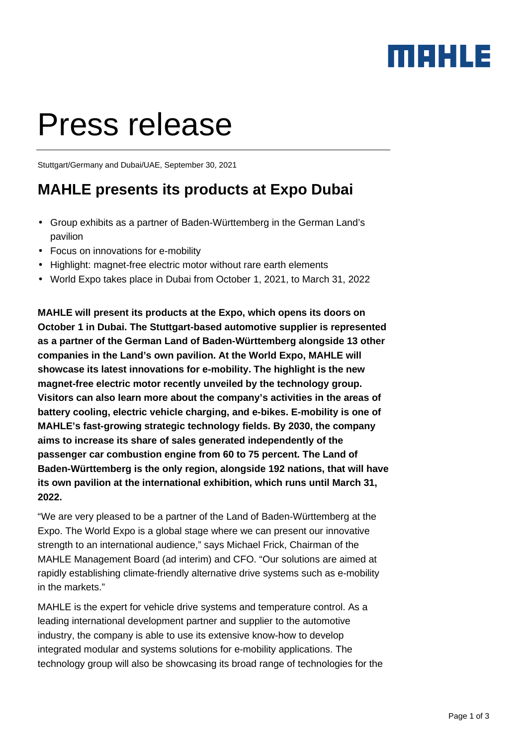MAHLE

# Press release

Stuttgart/Germany and Dubai/UAE, September 30, 2021

## MAHLE presents its products at Expo Dubai

- Group exhibits as a partner of Baden-Württemberg in the German Land's pavilion
- Focus on innovations for e-mobility
- Highlight: magnet-free electric motor without rare earth elements
- World Expo takes place in Dubai from October 1, 2021, to March 31, 2022

**MAHLE will present its products at the Expo, which opens its doors on October 1 in Dubai. The Stuttgart-based automotive supplier is represented as a partner of the German Land of Baden-Württemberg alongside 13 other companies in the Land's own pavilion. At the World Expo, MAHLE will showcase its latest innovations for e-mobility. The highlight is the new magnet-free electric motor recently unveiled by the technology group. Visitors can also learn more about the company's activities in the areas of battery cooling, electric vehicle charging, and e-bikes. E-mobility is one of MAHLE's fast-growing strategic technology fields. By 2030, the company aims to increase its share of sales generated independently of the passenger car combustion engine from 60 to 75 percent. The Land of Baden-Württemberg is the only region, alongside 192 nations, that will have its own pavilion at the international exhibition, which runs until March 31, 2022.**

"We are very pleased to be a partner of the Land of Baden-Württemberg at the Expo. The World Expo is a global stage where we can present our innovative strength to an international audience," says Michael Frick, Chairman of the MAHLE Management Board (ad interim) and CFO. "Our solutions are aimed at rapidly establishing climate-friendly alternative drive systems such as e-mobility in the markets."

MAHLE is the expert for vehicle drive systems and temperature control. As a leading international development partner and supplier to the automotive industry, the company is able to use its extensive know-how to develop integrated modular and systems solutions for e-mobility applications. The technology group will also be showcasing its broad range of technologies for the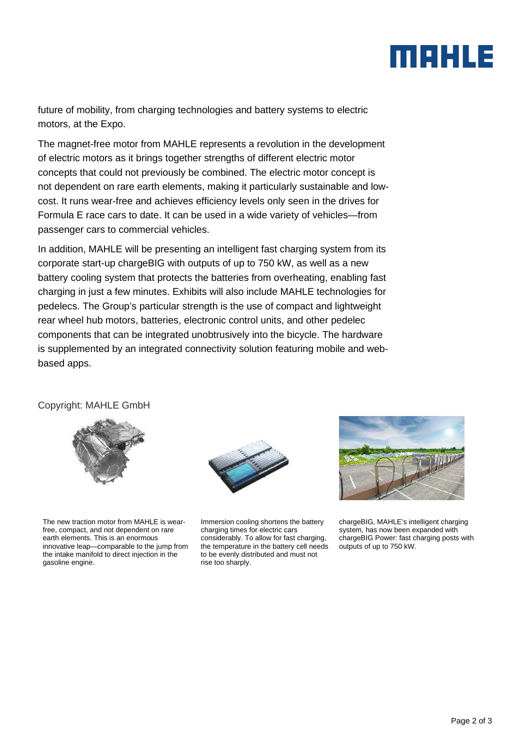future of mobility, from charging technologies and battery systems to electric motors, at the Expo.

The magnet-free motor from MAHLE represents a revolution in the development of electric motors as it brings together strengths of different electric motor concepts that could not previously be combined. The electric motor concept is not dependent on rare earth elements, making it particularly sustainable and low-cost. It runs wear-free and achieves efficiency levels only seen in the drives for Formula E race cars to date. It can be used in a wide variety of vehicles—from passenger cars to commercial vehicles.

In addition, MAHLE will be presenting an intelligent fast charging system from its corporate start-up chargeBIG with outputs of up to 750 kW, as well as a new battery cooling system that protects the batteries from overheating, enabling fast charging in just a few minutes. Exhibits will also include MAHLE technologies for pedelecs. The Group's particular strength is the use of compact and lightweight rear wheel hub motors, batteries, electronic control units, and other pedelec components that can be integrated unobtrusively into the bicycle. The hardware is supplemented by an integrated connectivity solution featuring mobile and web-based apps.

Copyright: MAHLE GmbH

The new traction motor from MAHLE is wear-free, compact, and not dependent on rare earth elements. This is an enormous innovative leap—comparable to the jump from the intake manifold to direct injection in the gasoline engine.

Immersion cooling shortens the battery charging times for electric cars considerably. To allow for fast charging, the temperature in the battery cell needs to be evenly distributed and must not rise too sharply.

chargeBIG, MAHLE's intelligent charging system, has now been expanded with chargeBIG Power: fast charging posts with outputs of up to 750 kW.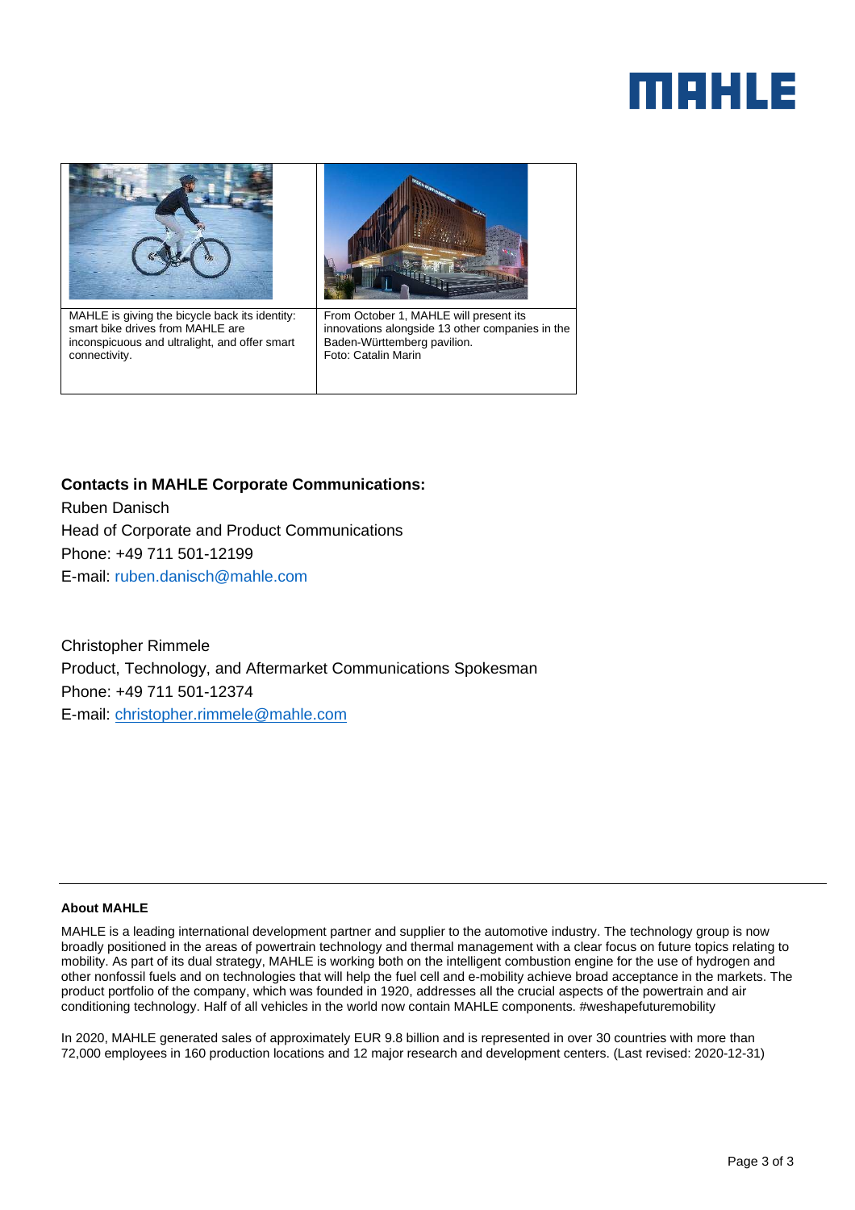| | |
|---|---|
| | |
| MAHLE is giving the bicycle back its identity: smart bike drives from MAHLE are inconspicuous and ultralight, and offer smart connectivity. | From October 1, MAHLE will present its innovations alongside 13 other companies in the Baden-Württemberg pavilion. Foto: Catalin Marin |

**Contacts in MAHLE Corporate Communications:**

Ruben Danisch
Head of Corporate and Product Communications
Phone: +49 711 501-12199
E-mail: ruben.danisch@mahle.com

Christopher Rimmele
Product, Technology, and Aftermarket Communications Spokesman
Phone: +49 711 501-12374
E-mail: christopher.rimmele@mahle.com

**About MAHLE**

MAHLE is a leading international development partner and supplier to the automotive industry. The technology group is now broadly positioned in the areas of powertrain technology and thermal management with a clear focus on future topics relating to mobility. As part of its dual strategy, MAHLE is working both on the intelligent combustion engine for the use of hydrogen and other nonfossil fuels and on technologies that will help the fuel cell and e-mobility achieve broad acceptance in the markets. The product portfolio of the company, which was founded in 1920, addresses all the crucial aspects of the powertrain and air conditioning technology. Half of all vehicles in the world now contain MAHLE components. #weshapefuturemobility

In 2020, MAHLE generated sales of approximately EUR 9.8 billion and is represented in over 30 countries with more than 72,000 employees in 160 production locations and 12 major research and development centers. (Last revised: 2020-12-31)